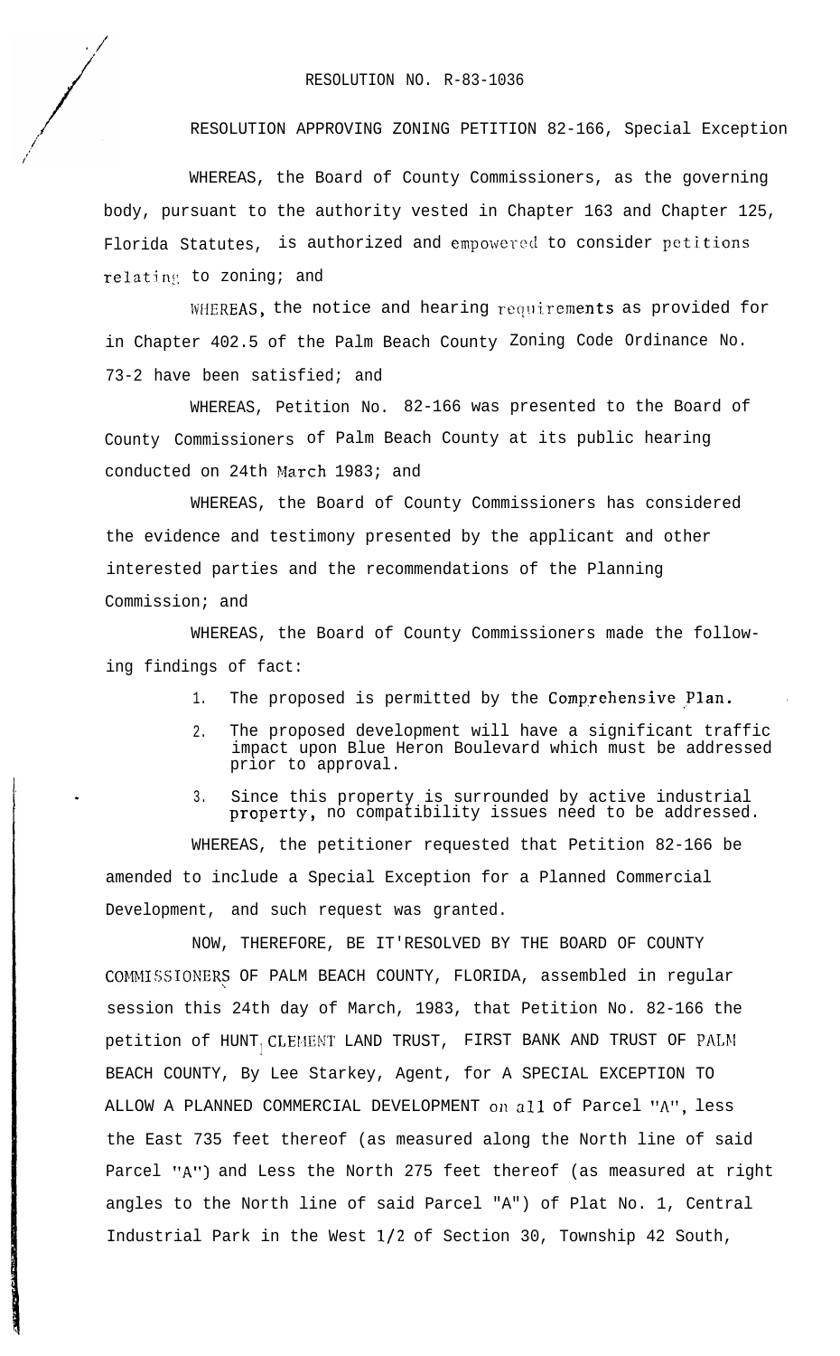RESOLUTION NO. R-83-1036

RESOLUTION APPROVING ZONING PETITION 82-166, Special Exception

WHEREAS, the Board of County Commissioners, as the governing body, pursuant to the authority vested in Chapter 163 and Chapter 125, Florida Statutes, is authorized and empowered to consider petitions relating to zoning; and

WHEREAS, the notice and hearing requirements as provided for in Chapter 402.5 of the Palm Beach County Zoning Code Ordinance No. 73-2 have been satisfied; and

WHEREAS, Petition No. 82-166 was presented to the Board of County Commissioners of Palm Beach County at its public hearing conducted on 24th March 1983; and

WHEREAS, the Board of County Commissioners has considered the evidence and testimony presented by the applicant and other interested parties and the recommendations of the Planning Commission; and

WHEREAS, the Board of County Commissioners made the following findings of fact:

1. The proposed is permitted by the Comprehensive Plan.
2. The proposed development will have a significant traffic impact upon Blue Heron Boulevard which must be addressed prior to approval.
3. Since this property is surrounded by active industrial property, no compatibility issues need to be addressed.

WHEREAS, the petitioner requested that Petition 82-166 be amended to include a Special Exception for a Planned Commercial Development, and such request was granted.

NOW, THEREFORE, BE IT RESOLVED BY THE BOARD OF COUNTY COMMISSIONERS OF PALM BEACH COUNTY, FLORIDA, assembled in regular session this 24th day of March, 1983, that Petition No. 82-166 the petition of HUNT CLEMENT LAND TRUST, FIRST BANK AND TRUST OF PALM BEACH COUNTY, By Lee Starkey, Agent, for A SPECIAL EXCEPTION TO ALLOW A PLANNED COMMERCIAL DEVELOPMENT on all of Parcel "A", less the East 735 feet thereof (as measured along the North line of said Parcel "A") and Less the North 275 feet thereof (as measured at right angles to the North line of said Parcel "A") of Plat No. 1, Central Industrial Park in the West 1/2 of Section 30, Township 42 South,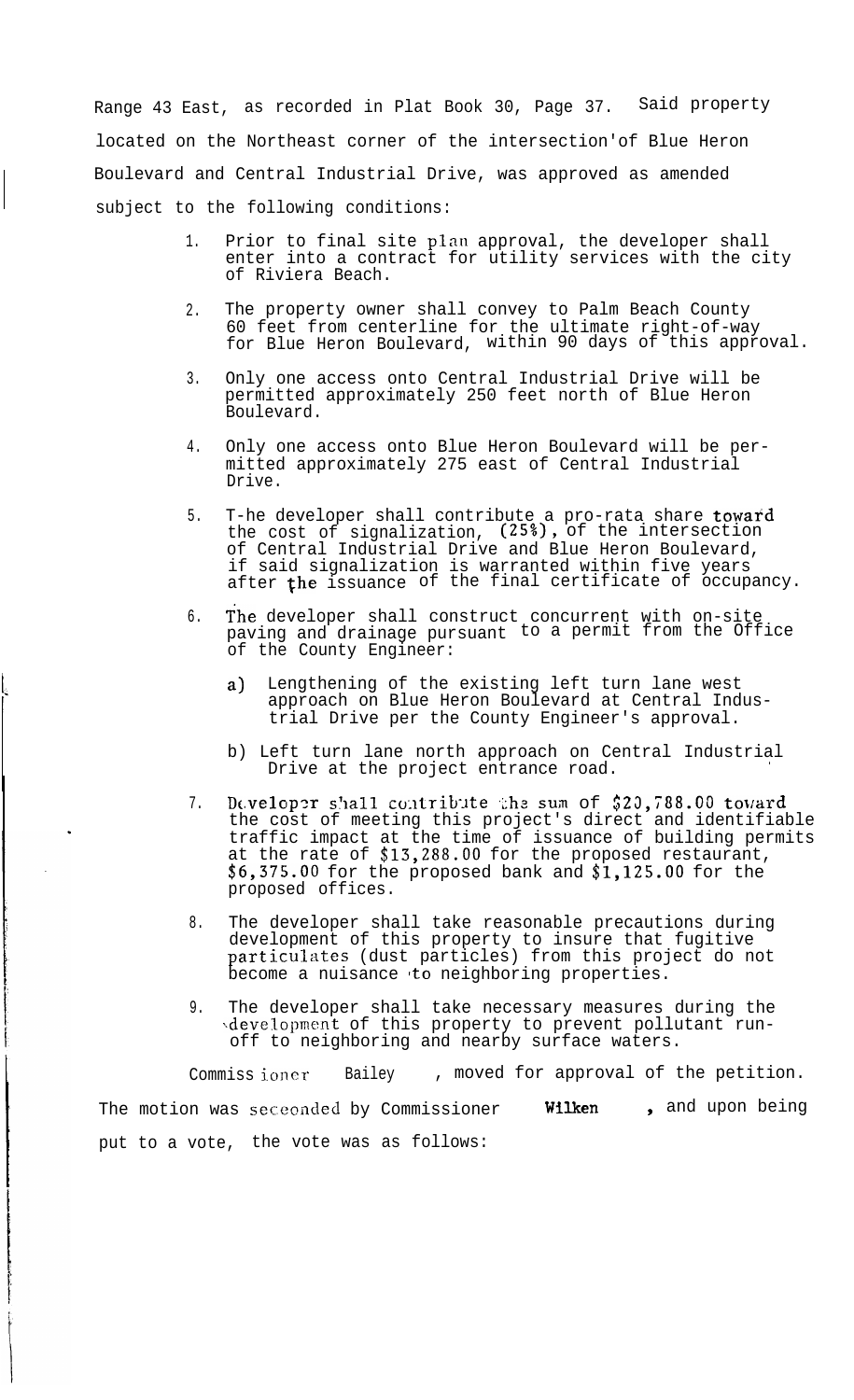Range 43 East, as recorded in Plat Book 30, Page 37. Said property located on the Northeast corner of the intersection of Blue Heron Boulevard and Central Industrial Drive, was approved as amended subject to the following conditions:

1. Prior to final site plan approval, the developer shall enter into a contract for utility services with the city of Riviera Beach.

2. The property owner shall convey to Palm Beach County 60 feet from centerline for the ultimate right-of-way for Blue Heron Boulevard, within 90 days of this approval.

3. Only one access onto Central Industrial Drive will be permitted approximately 250 feet north of Blue Heron Boulevard.

4. Only one access onto Blue Heron Boulevard will be permitted approximately 275 east of Central Industrial Drive.

5. T-he developer shall contribute a pro-rata share toward the cost of signalization, (25%), of the intersection of Central Industrial Drive and Blue Heron Boulevard, if said signalization is warranted within five years after the issuance of the final certificate of occupancy.

6. The developer shall construct concurrent with on-site paving and drainage pursuant to a permit from the Office of the County Engineer:

   a) Lengthening of the existing left turn lane west approach on Blue Heron Boulevard at Central Industrial Drive per the County Engineer's approval.

   b) Left turn lane north approach on Central Industrial Drive at the project entrance road.

7. Developer shall contribute the sum of $20,788.00 toward the cost of meeting this project's direct and identifiable traffic impact at the time of issuance of building permits at the rate of $13,288.00 for the proposed restaurant, $6,375.00 for the proposed bank and $1,125.00 for the proposed offices.

8. The developer shall take reasonable precautions during development of this property to insure that fugitive particulates (dust particles) from this project do not become a nuisance to neighboring properties.

9. The developer shall take necessary measures during the development of this property to prevent pollutant run-off to neighboring and nearby surface waters.

Commissioner Bailey, moved for approval of the petition. The motion was seceonded by Commissioner Wilken, and upon being put to a vote, the vote was as follows: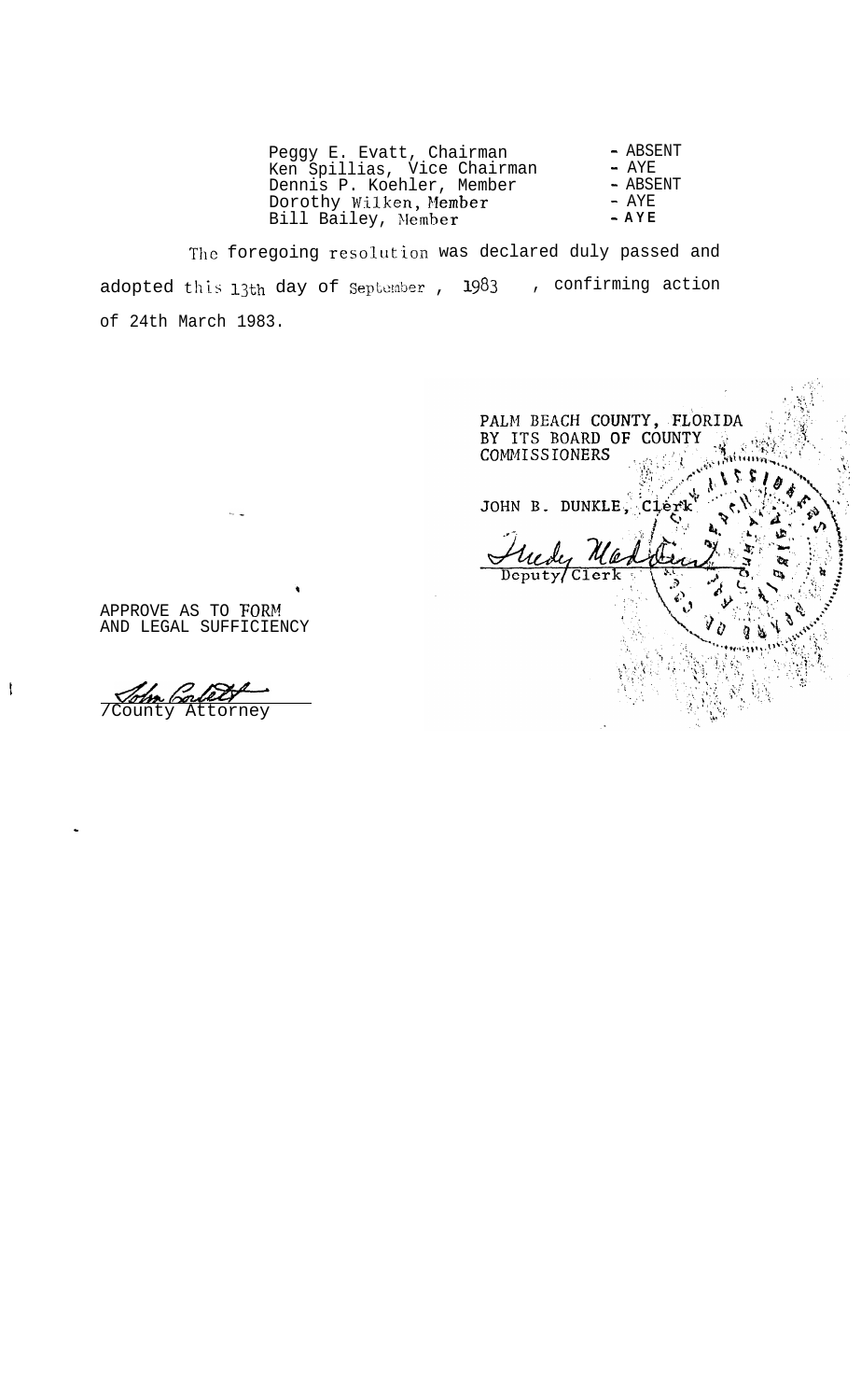| | |
|---|---|
| Peggy E. Evatt, Chairman | - ABSENT |
| Ken Spillias, Vice Chairman | - AYE |
| Dennis P. Koehler, Member | - ABSENT |
| Dorothy Wilken, Member | - AYE |
| Bill Bailey, Member | - AYE |

The foregoing resolution was declared duly passed and adopted this 13th day of September, 1983, confirming action of 24th March 1983.

PALM BEACH COUNTY, FLORIDA
BY ITS BOARD OF COUNTY
COMMISSIONERS

JOHN B. DUNKLE, Clerk

Deputy Clerk

APPROVE AS TO FORM
AND LEGAL SUFFICIENCY

County Attorney